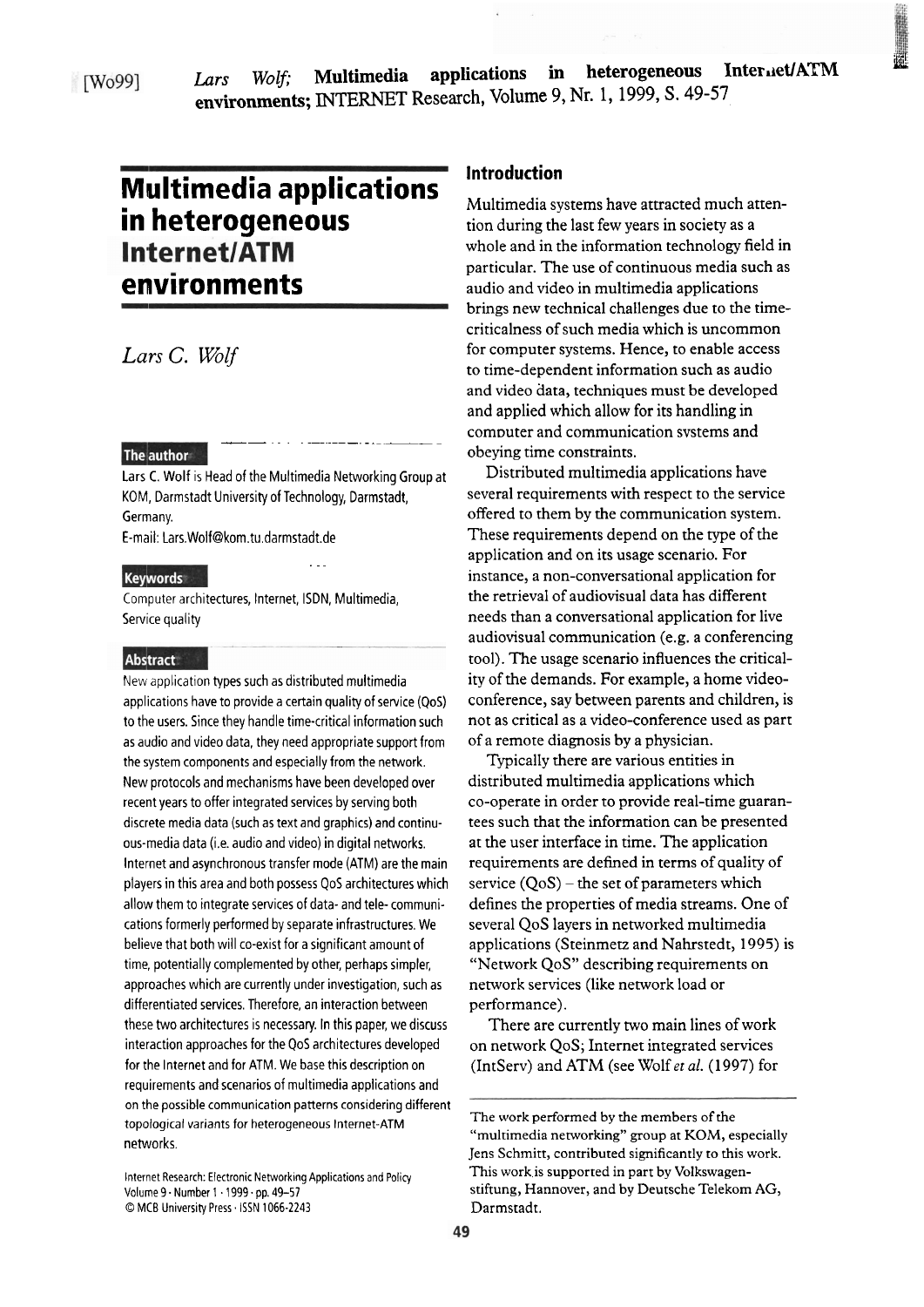[Wo99] *Lars Wolf*; **Multimedia applications in heterogeneous Internet/ATM environments**; INTERNET Research, Volume 9, Nr. 1, 1999, S. 49-57

# Multimedia applications in heterogeneous Internet/ATM environments

*Lars C. Wolf*

### The author

Lars C. Wolf is Head of the Multimedia Networking Group at KOM, Darmstadt University of Technology, Darmstadt, Germany.

E-mail: Lars.Wolf@kom.tu.darmstadt.de

### Keywords

Computer architectures, Internet, ISDN, Multimedia, Service quality

### Abstract

New application types such as distributed multimedia applications have to provide a certain quality of service (QoS) to the users. Since they handle time-critical information such as audio and video data, they need appropriate support from the system components and especially from the network. New protocols and mechanisms have been developed over recent years to offer integrated services by serving both discrete media data (such as text and graphics) and continuous-media data (i.e. audio and video) in digital networks. Internet and asynchronous transfer mode (ATM) are the main players in this area and both possess QoS architectures which allow them to integrate services of data- and tele- communications formerly performed by separate infrastructures. We believe that both will co-exist for a significant amount of time, potentially complemented by other, perhaps simpler, approaches which are currently under investigation, such as differentiated services. Therefore, an interaction between these two architectures is necessary. In this paper, we discuss interaction approaches for the QoS architectures developed for the Internet and for ATM. We base this description on requirements and scenarios of multimedia applications and on the possible communication patterns considering different topological variants for heterogeneous Internet-ATM networks.

Internet Research: Electronic Networking Applications and Policy
Volume 9 · Number 1 · 1999 · pp. 49–57
© MCB University Press · ISSN 1066-2243

## Introduction

Multimedia systems have attracted much attention during the last few years in society as a whole and in the information technology field in particular. The use of continuous media such as audio and video in multimedia applications brings new technical challenges due to the time-criticalness of such media which is uncommon for computer systems. Hence, to enable access to time-dependent information such as audio and video data, techniques must be developed and applied which allow for its handling in computer and communication systems and obeying time constraints.

Distributed multimedia applications have several requirements with respect to the service offered to them by the communication system. These requirements depend on the type of the application and on its usage scenario. For instance, a non-conversational application for the retrieval of audiovisual data has different needs than a conversational application for live audiovisual communication (e.g. a conferencing tool). The usage scenario influences the criticality of the demands. For example, a home video-conference, say between parents and children, is not as critical as a video-conference used as part of a remote diagnosis by a physician.

Typically there are various entities in distributed multimedia applications which co-operate in order to provide real-time guarantees such that the information can be presented at the user interface in time. The application requirements are defined in terms of quality of service (QoS) – the set of parameters which defines the properties of media streams. One of several QoS layers in networked multimedia applications (Steinmetz and Nahrstedt, 1995) is "Network QoS" describing requirements on network services (like network load or performance).

There are currently two main lines of work on network QoS; Internet integrated services (IntServ) and ATM (see Wolf *et al.* (1997) for

---

The work performed by the members of the "multimedia networking" group at KOM, especially Jens Schmitt, contributed significantly to this work. This work is supported in part by Volkswagen-stiftung, Hannover, and by Deutsche Telekom AG, Darmstadt.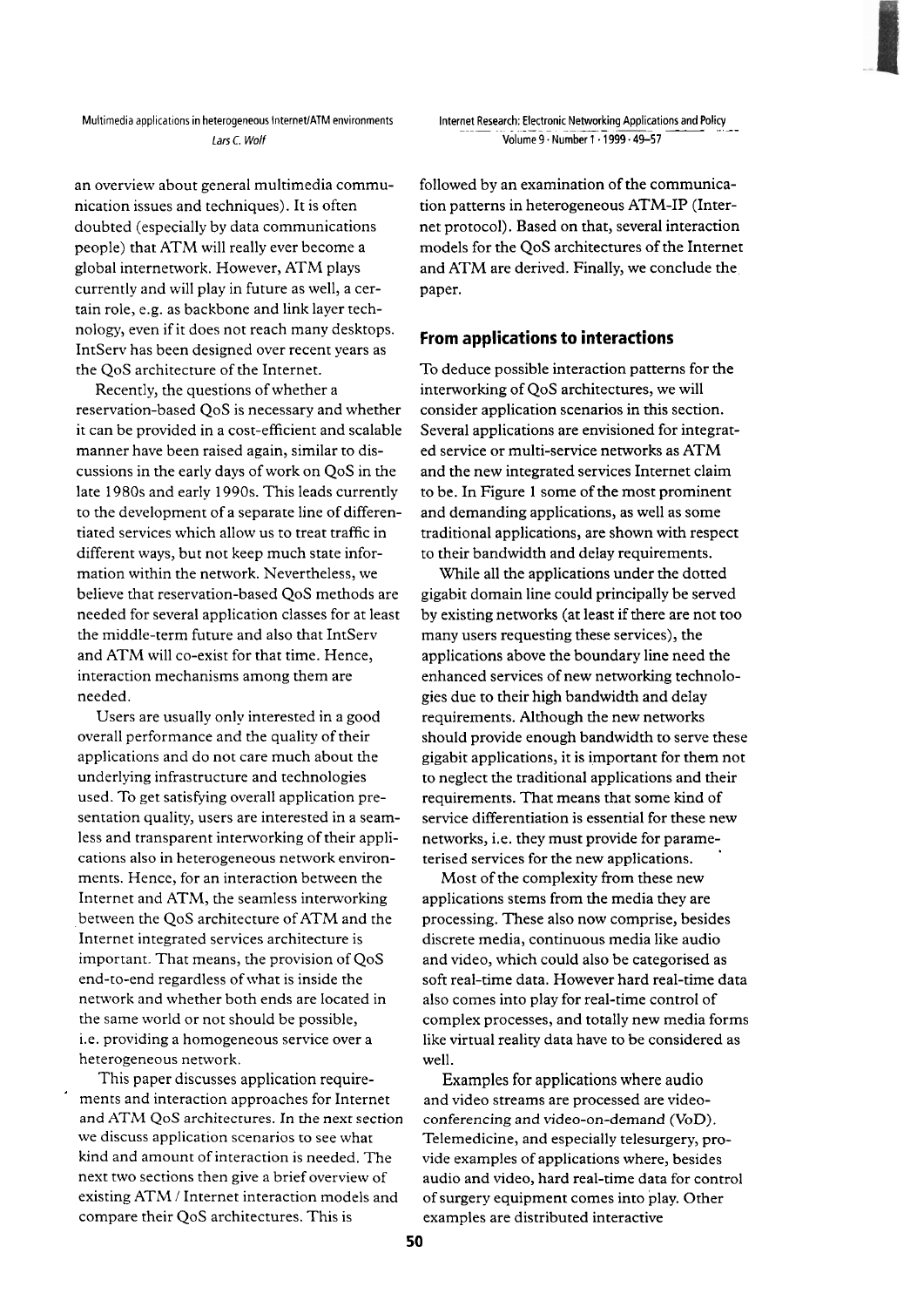an overview about general multimedia communication issues and techniques). It is often doubted (especially by data communications people) that ATM will really ever become a global internetwork. However, ATM plays currently and will play in future as well, a certain role, e.g. as backbone and link layer technology, even if it does not reach many desktops. IntServ has been designed over recent years as the QoS architecture of the Internet.

Recently, the questions of whether a reservation-based QoS is necessary and whether it can be provided in a cost-efficient and scalable manner have been raised again, similar to discussions in the early days of work on QoS in the late 1980s and early 1990s. This leads currently to the development of a separate line of differentiated services which allow us to treat traffic in different ways, but not keep much state information within the network. Nevertheless, we believe that reservation-based QoS methods are needed for several application classes for at least the middle-term future and also that IntServ and ATM will co-exist for that time. Hence, interaction mechanisms among them are needed.

Users are usually only interested in a good overall performance and the quality of their applications and do not care much about the underlying infrastructure and technologies used. To get satisfying overall application presentation quality, users are interested in a seamless and transparent interworking of their applications also in heterogeneous network environments. Hence, for an interaction between the Internet and ATM, the seamless interworking between the QoS architecture of ATM and the Internet integrated services architecture is important. That means, the provision of QoS end-to-end regardless of what is inside the network and whether both ends are located in the same world or not should be possible, i.e. providing a homogeneous service over a heterogeneous network.

This paper discusses application requirements and interaction approaches for Internet and ATM QoS architectures. In the next section we discuss application scenarios to see what kind and amount of interaction is needed. The next two sections then give a brief overview of existing ATM / Internet interaction models and compare their QoS architectures. This is followed by an examination of the communication patterns in heterogeneous ATM-IP (Internet protocol). Based on that, several interaction models for the QoS architectures of the Internet and ATM are derived. Finally, we conclude the paper.

## From applications to interactions

To deduce possible interaction patterns for the interworking of QoS architectures, we will consider application scenarios in this section. Several applications are envisioned for integrated service or multi-service networks as ATM and the new integrated services Internet claim to be. In Figure 1 some of the most prominent and demanding applications, as well as some traditional applications, are shown with respect to their bandwidth and delay requirements.

While all the applications under the dotted gigabit domain line could principally be served by existing networks (at least if there are not too many users requesting these services), the applications above the boundary line need the enhanced services of new networking technologies due to their high bandwidth and delay requirements. Although the new networks should provide enough bandwidth to serve these gigabit applications, it is important for them not to neglect the traditional applications and their requirements. That means that some kind of service differentiation is essential for these new networks, i.e. they must provide for parameterised services for the new applications.

Most of the complexity from these new applications stems from the media they are processing. These also now comprise, besides discrete media, continuous media like audio and video, which could also be categorised as soft real-time data. However hard real-time data also comes into play for real-time control of complex processes, and totally new media forms like virtual reality data have to be considered as well.

Examples for applications where audio and video streams are processed are videoconferencing and video-on-demand (VoD). Telemedicine, and especially telesurgery, provide examples of applications where, besides audio and video, hard real-time data for control of surgery equipment comes into play. Other examples are distributed interactive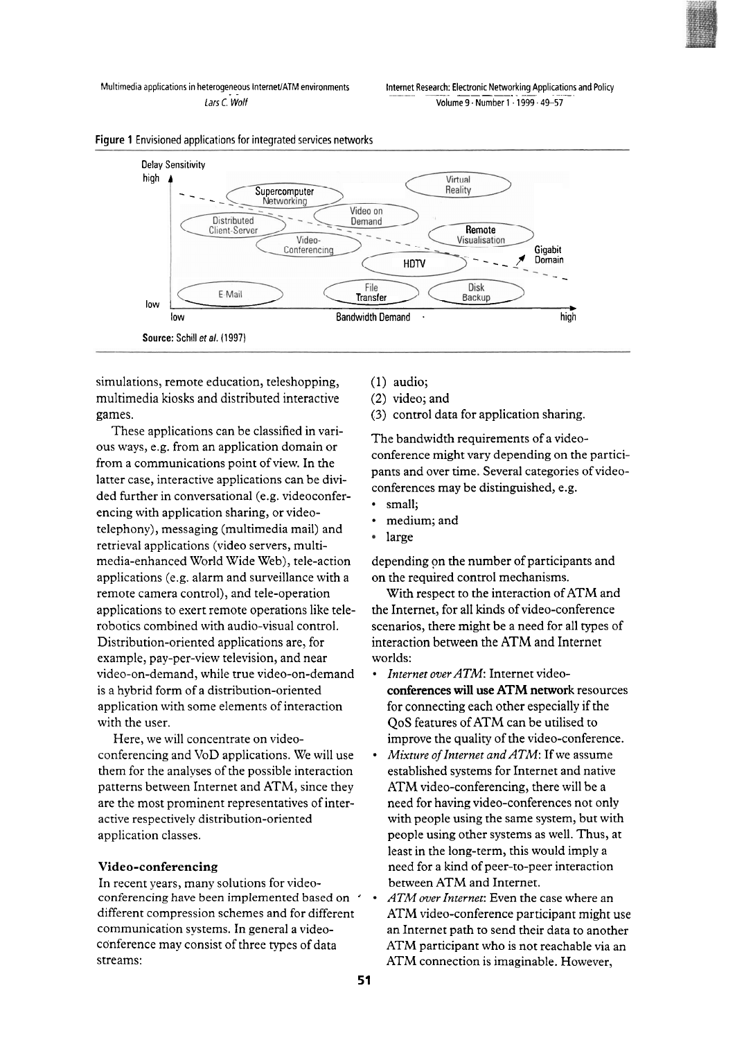**Figure 1** Envisioned applications for integrated services networks

Source: Schill *et al.* (1997)

simulations, remote education, teleshopping, multimedia kiosks and distributed interactive games.

These applications can be classified in various ways, e.g. from an application domain or from a communications point of view. In the latter case, interactive applications can be divided further in conversational (e.g. videoconferencing with application sharing, or videotelephony), messaging (multimedia mail) and retrieval applications (video servers, multimedia-enhanced World Wide Web), tele-action applications (e.g. alarm and surveillance with a remote camera control), and tele-operation applications to exert remote operations like telerobotics combined with audio-visual control. Distribution-oriented applications are, for example, pay-per-view television, and near video-on-demand, while true video-on-demand is a hybrid form of a distribution-oriented application with some elements of interaction with the user.

Here, we will concentrate on videoconferencing and VoD applications. We will use them for the analyses of the possible interaction patterns between Internet and ATM, since they are the most prominent representatives of interactive respectively distribution-oriented application classes.

### Video-conferencing

In recent years, many solutions for videoconferencing have been implemented based on different compression schemes and for different communication systems. In general a videoconference may consist of three types of data streams:

(1) audio;
(2) video; and
(3) control data for application sharing.

The bandwidth requirements of a videoconference might vary depending on the participants and over time. Several categories of videoconferences may be distinguished, e.g.

- small;
- medium; and
- large

depending on the number of participants and on the required control mechanisms.

With respect to the interaction of ATM and the Internet, for all kinds of video-conference scenarios, there might be a need for all types of interaction between the ATM and Internet worlds:

- *Internet over ATM*: Internet video-conferences will use ATM network resources for connecting each other especially if the QoS features of ATM can be utilised to improve the quality of the video-conference.
- *Mixture of Internet and ATM*: If we assume established systems for Internet and native ATM video-conferencing, there will be a need for having video-conferences not only with people using the same system, but with people using other systems as well. Thus, at least in the long-term, this would imply a need for a kind of peer-to-peer interaction between ATM and Internet.
- *ATM over Internet*: Even the case where an ATM video-conference participant might use an Internet path to send their data to another ATM participant who is not reachable via an ATM connection is imaginable. However,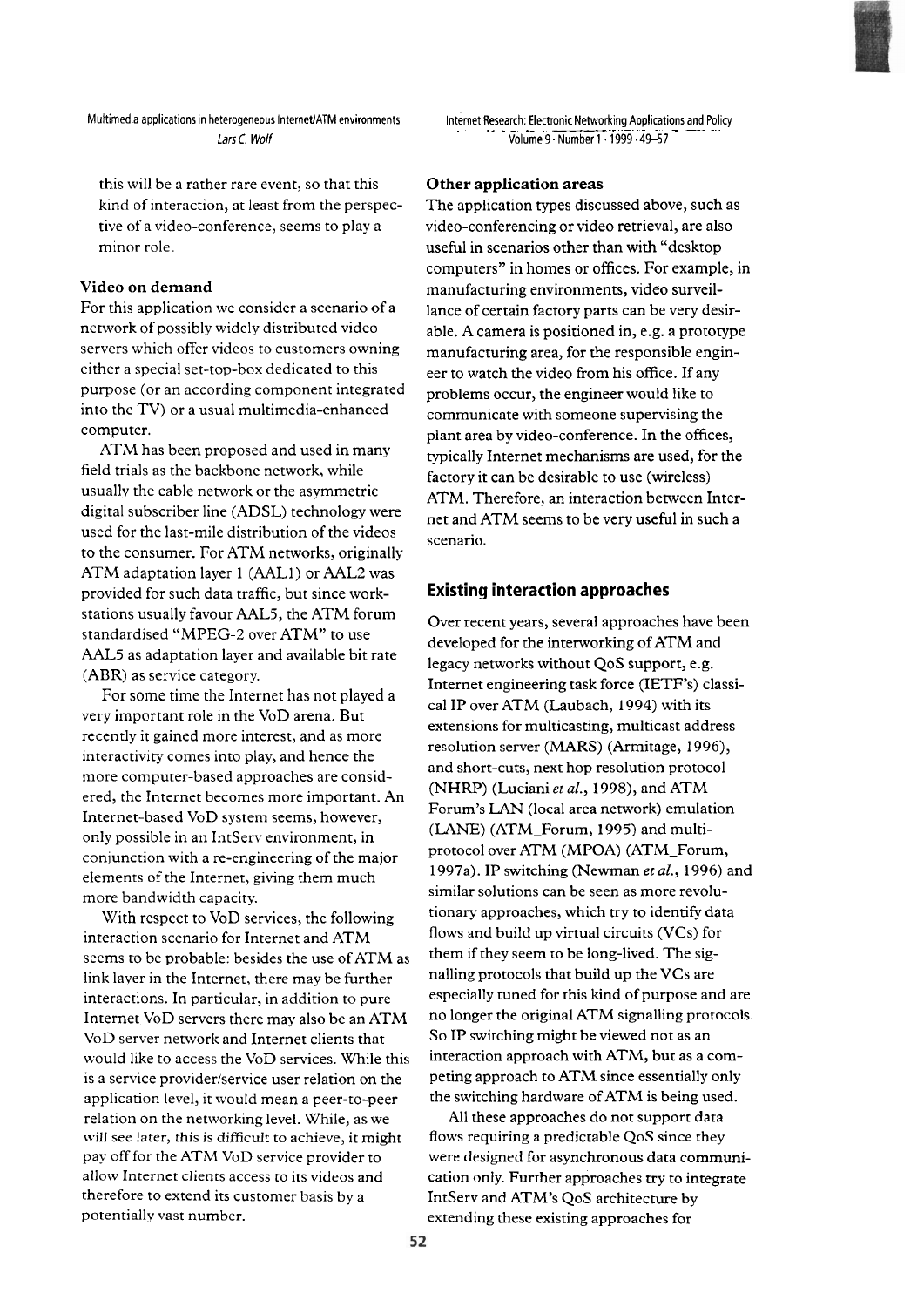this will be a rather rare event, so that this kind of interaction, at least from the perspective of a video-conference, seems to play a minor role.

### Video on demand

For this application we consider a scenario of a network of possibly widely distributed video servers which offer videos to customers owning either a special set-top-box dedicated to this purpose (or an according component integrated into the TV) or a usual multimedia-enhanced computer.

ATM has been proposed and used in many field trials as the backbone network, while usually the cable network or the asymmetric digital subscriber line (ADSL) technology were used for the last-mile distribution of the videos to the consumer. For ATM networks, originally ATM adaptation layer 1 (AAL1) or AAL2 was provided for such data traffic, but since workstations usually favour AAL5, the ATM forum standardised "MPEG-2 over ATM" to use AAL5 as adaptation layer and available bit rate (ABR) as service category.

For some time the Internet has not played a very important role in the VoD arena. But recently it gained more interest, and as more interactivity comes into play, and hence the more computer-based approaches are considered, the Internet becomes more important. An Internet-based VoD system seems, however, only possible in an IntServ environment, in conjunction with a re-engineering of the major elements of the Internet, giving them much more bandwidth capacity.

With respect to VoD services, the following interaction scenario for Internet and ATM seems to be probable: besides the use of ATM as link layer in the Internet, there may be further interactions. In particular, in addition to pure Internet VoD servers there may also be an ATM VoD server network and Internet clients that would like to access the VoD services. While this is a service provider/service user relation on the application level, it would mean a peer-to-peer relation on the networking level. While, as we will see later, this is difficult to achieve, it might pay off for the ATM VoD service provider to allow Internet clients access to its videos and therefore to extend its customer basis by a potentially vast number.

### Other application areas

The application types discussed above, such as video-conferencing or video retrieval, are also useful in scenarios other than with "desktop computers" in homes or offices. For example, in manufacturing environments, video surveillance of certain factory parts can be very desirable. A camera is positioned in, e.g. a prototype manufacturing area, for the responsible engineer to watch the video from his office. If any problems occur, the engineer would like to communicate with someone supervising the plant area by video-conference. In the offices, typically Internet mechanisms are used, for the factory it can be desirable to use (wireless) ATM. Therefore, an interaction between Internet and ATM seems to be very useful in such a scenario.

## Existing interaction approaches

Over recent years, several approaches have been developed for the interworking of ATM and legacy networks without QoS support, e.g. Internet engineering task force (IETF's) classical IP over ATM (Laubach, 1994) with its extensions for multicasting, multicast address resolution server (MARS) (Armitage, 1996), and short-cuts, next hop resolution protocol (NHRP) (Luciani *et al.*, 1998), and ATM Forum's LAN (local area network) emulation (LANE) (ATM_Forum, 1995) and multiprotocol over ATM (MPOA) (ATM_Forum, 1997a). IP switching (Newman *et al.*, 1996) and similar solutions can be seen as more revolutionary approaches, which try to identify data flows and build up virtual circuits (VCs) for them if they seem to be long-lived. The signalling protocols that build up the VCs are especially tuned for this kind of purpose and are no longer the original ATM signalling protocols. So IP switching might be viewed not as an interaction approach with ATM, but as a competing approach to ATM since essentially only the switching hardware of ATM is being used.

All these approaches do not support data flows requiring a predictable QoS since they were designed for asynchronous data communication only. Further approaches try to integrate IntServ and ATM's QoS architecture by extending these existing approaches for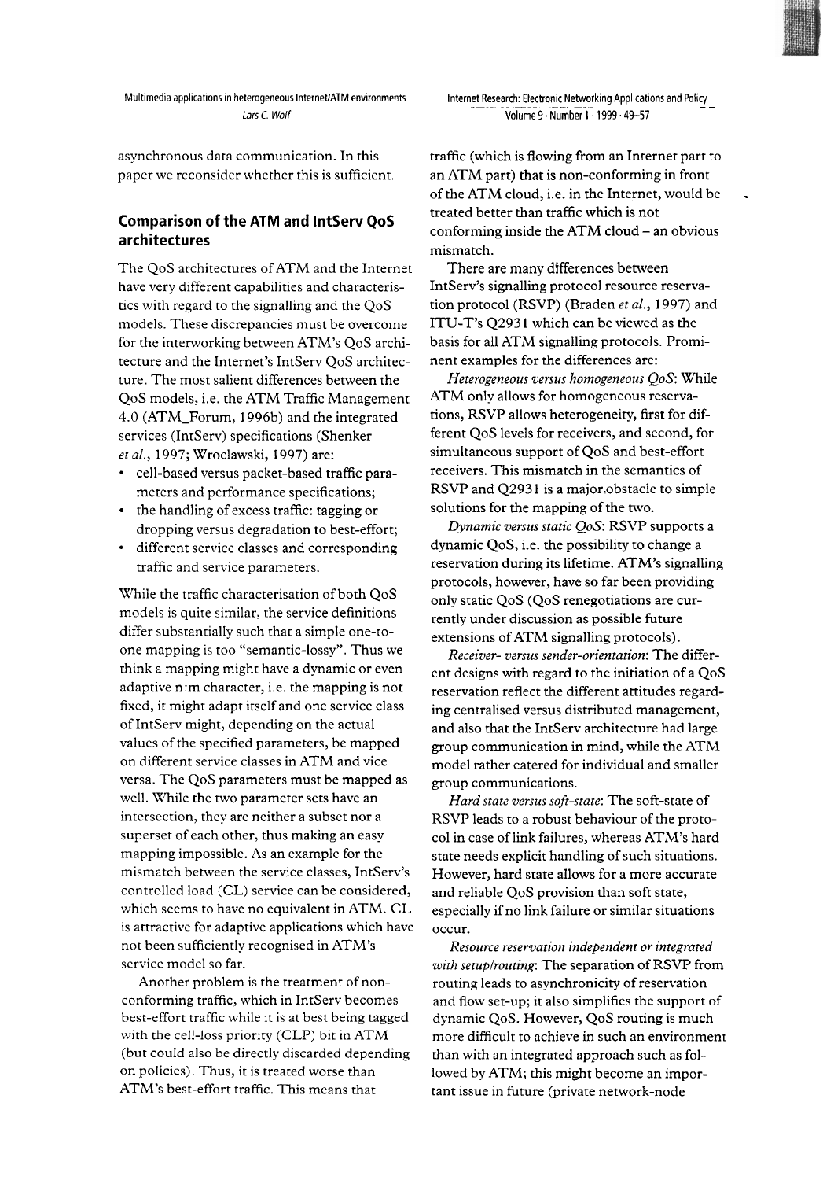asynchronous data communication. In this paper we reconsider whether this is sufficient.

## Comparison of the ATM and IntServ QoS architectures

The QoS architectures of ATM and the Internet have very different capabilities and characteristics with regard to the signalling and the QoS models. These discrepancies must be overcome for the interworking between ATM's QoS architecture and the Internet's IntServ QoS architecture. The most salient differences between the QoS models, i.e. the ATM Traffic Management 4.0 (ATM_Forum, 1996b) and the integrated services (IntServ) specifications (Shenker *et al.*, 1997; Wroclawski, 1997) are:

- cell-based versus packet-based traffic parameters and performance specifications;
- the handling of excess traffic: tagging or dropping versus degradation to best-effort;
- different service classes and corresponding traffic and service parameters.

While the traffic characterisation of both QoS models is quite similar, the service definitions differ substantially such that a simple one-to-one mapping is too "semantic-lossy". Thus we think a mapping might have a dynamic or even adaptive n:m character, i.e. the mapping is not fixed, it might adapt itself and one service class of IntServ might, depending on the actual values of the specified parameters, be mapped on different service classes in ATM and vice versa. The QoS parameters must be mapped as well. While the two parameter sets have an intersection, they are neither a subset nor a superset of each other, thus making an easy mapping impossible. As an example for the mismatch between the service classes, IntServ's controlled load (CL) service can be considered, which seems to have no equivalent in ATM. CL is attractive for adaptive applications which have not been sufficiently recognised in ATM's service model so far.

Another problem is the treatment of non-conforming traffic, which in IntServ becomes best-effort traffic while it is at best being tagged with the cell-loss priority (CLP) bit in ATM (but could also be directly discarded depending on policies). Thus, it is treated worse than ATM's best-effort traffic. This means that traffic (which is flowing from an Internet part to an ATM part) that is non-conforming in front of the ATM cloud, i.e. in the Internet, would be treated better than traffic which is not conforming inside the ATM cloud – an obvious mismatch.

There are many differences between IntServ's signalling protocol resource reservation protocol (RSVP) (Braden *et al.*, 1997) and ITU-T's Q2931 which can be viewed as the basis for all ATM signalling protocols. Prominent examples for the differences are:

*Heterogeneous versus homogeneous QoS*: While ATM only allows for homogeneous reservations, RSVP allows heterogeneity, first for different QoS levels for receivers, and second, for simultaneous support of QoS and best-effort receivers. This mismatch in the semantics of RSVP and Q2931 is a major obstacle to simple solutions for the mapping of the two.

*Dynamic versus static QoS*: RSVP supports a dynamic QoS, i.e. the possibility to change a reservation during its lifetime. ATM's signalling protocols, however, have so far been providing only static QoS (QoS renegotiations are currently under discussion as possible future extensions of ATM signalling protocols).

*Receiver- versus sender-orientation*: The different designs with regard to the initiation of a QoS reservation reflect the different attitudes regarding centralised versus distributed management, and also that the IntServ architecture had large group communication in mind, while the ATM model rather catered for individual and smaller group communications.

*Hard state versus soft-state*: The soft-state of RSVP leads to a robust behaviour of the protocol in case of link failures, whereas ATM's hard state needs explicit handling of such situations. However, hard state allows for a more accurate and reliable QoS provision than soft state, especially if no link failure or similar situations occur.

*Resource reservation independent or integrated with setup/routing*: The separation of RSVP from routing leads to asynchronicity of reservation and flow set-up; it also simplifies the support of dynamic QoS. However, QoS routing is much more difficult to achieve in such an environment than with an integrated approach such as followed by ATM; this might become an important issue in future (private network-node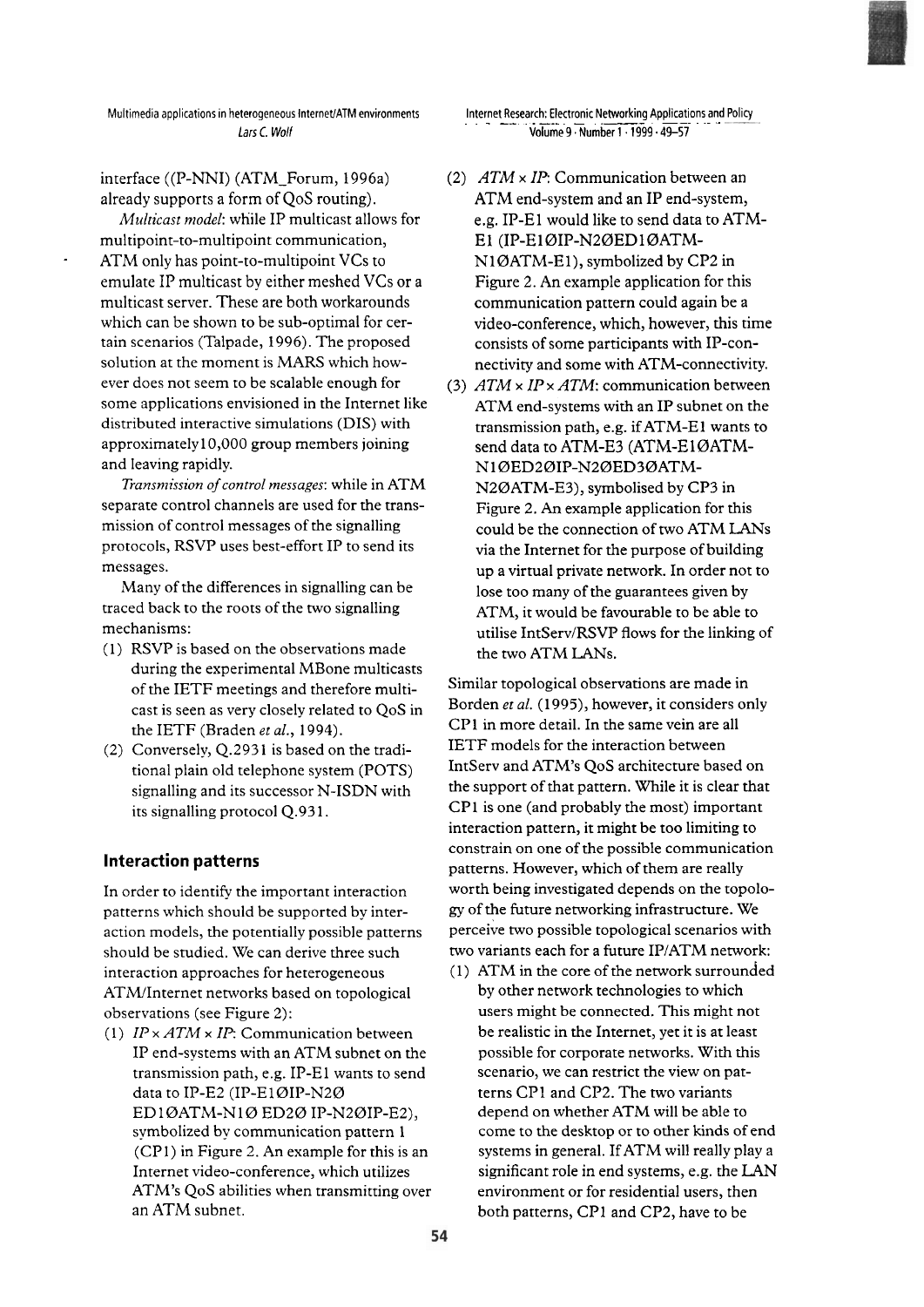interface ((P-NNI) (ATM_Forum, 1996a) already supports a form of QoS routing).

*Multicast model*: while IP multicast allows for multipoint-to-multipoint communication, ATM only has point-to-multipoint VCs to emulate IP multicast by either meshed VCs or a multicast server. These are both workarounds which can be shown to be sub-optimal for certain scenarios (Talpade, 1996). The proposed solution at the moment is MARS which however does not seem to be scalable enough for some applications envisioned in the Internet like distributed interactive simulations (DIS) with approximately10,000 group members joining and leaving rapidly.

*Transmission of control messages*: while in ATM separate control channels are used for the transmission of control messages of the signalling protocols, RSVP uses best-effort IP to send its messages.

Many of the differences in signalling can be traced back to the roots of the two signalling mechanisms:

(1) RSVP is based on the observations made during the experimental MBone multicasts of the IETF meetings and therefore multicast is seen as very closely related to QoS in the IETF (Braden *et al.*, 1994).
(2) Conversely, Q.2931 is based on the traditional plain old telephone system (POTS) signalling and its successor N-ISDN with its signalling protocol Q.931.

## Interaction patterns

In order to identify the important interaction patterns which should be supported by interaction models, the potentially possible patterns should be studied. We can derive three such interaction approaches for heterogeneous ATM/Internet networks based on topological observations (see Figure 2):

(1) *IP × ATM × IP*: Communication between IP end-systems with an ATM subnet on the transmission path, e.g. IP-E1 wants to send data to IP-E2 (IP-E1ØIP-N2Ø ED1ØATM-N1Ø ED2Ø IP-N2ØIP-E2), symbolized by communication pattern 1 (CP1) in Figure 2. An example for this is an Internet video-conference, which utilizes ATM's QoS abilities when transmitting over an ATM subnet.
(2) *ATM × IP*: Communication between an ATM end-system and an IP end-system, e.g. IP-E1 would like to send data to ATM-E1 (IP-E1ØIP-N2ØED1ØATM-N1ØATM-E1), symbolized by CP2 in Figure 2. An example application for this communication pattern could again be a video-conference, which, however, this time consists of some participants with IP-connectivity and some with ATM-connectivity.
(3) *ATM × IP × ATM*: communication between ATM end-systems with an IP subnet on the transmission path, e.g. if ATM-E1 wants to send data to ATM-E3 (ATM-E1ØATM-N1ØED2ØIP-N2ØED3ØATM-N2ØATM-E3), symbolised by CP3 in Figure 2. An example application for this could be the connection of two ATM LANs via the Internet for the purpose of building up a virtual private network. In order not to lose too many of the guarantees given by ATM, it would be favourable to be able to utilise IntServ/RSVP flows for the linking of the two ATM LANs.

Similar topological observations are made in Borden *et al.* (1995), however, it considers only CP1 in more detail. In the same vein are all IETF models for the interaction between IntServ and ATM's QoS architecture based on the support of that pattern. While it is clear that CP1 is one (and probably the most) important interaction pattern, it might be too limiting to constrain on one of the possible communication patterns. However, which of them are really worth being investigated depends on the topology of the future networking infrastructure. We perceive two possible topological scenarios with two variants each for a future IP/ATM network:

(1) ATM in the core of the network surrounded by other network technologies to which users might be connected. This might not be realistic in the Internet, yet it is at least possible for corporate networks. With this scenario, we can restrict the view on patterns CP1 and CP2. The two variants depend on whether ATM will be able to come to the desktop or to other kinds of end systems in general. If ATM will really play a significant role in end systems, e.g. the LAN environment or for residential users, then both patterns, CP1 and CP2, have to be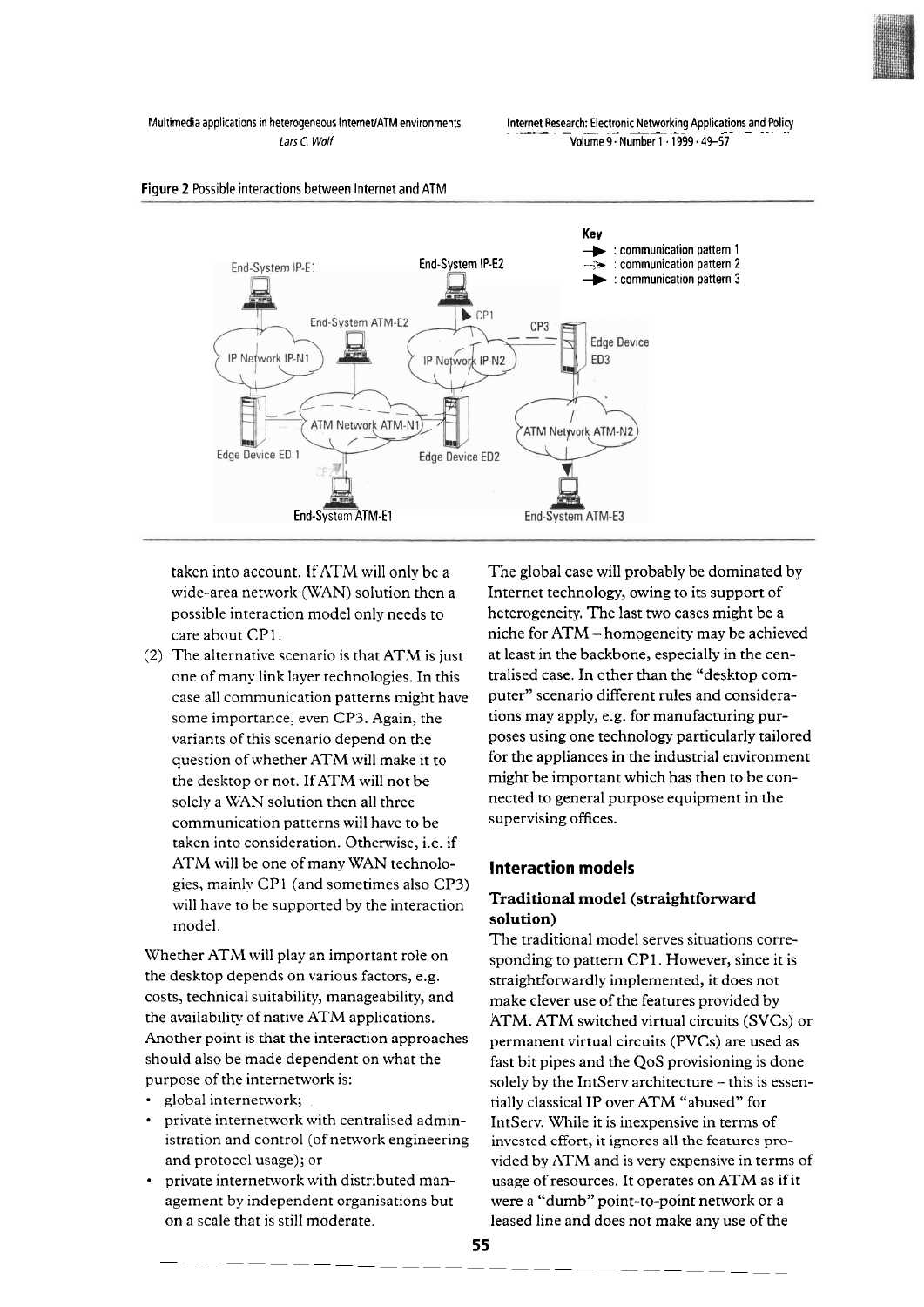**Figure 2** Possible interactions between Internet and ATM

taken into account. If ATM will only be a wide-area network (WAN) solution then a possible interaction model only needs to care about CP1.

(2) The alternative scenario is that ATM is just one of many link layer technologies. In this case all communication patterns might have some importance, even CP3. Again, the variants of this scenario depend on the question of whether ATM will make it to the desktop or not. If ATM will not be solely a WAN solution then all three communication patterns will have to be taken into consideration. Otherwise, i.e. if ATM will be one of many WAN technologies, mainly CP1 (and sometimes also CP3) will have to be supported by the interaction model.

Whether ATM will play an important role on the desktop depends on various factors, e.g. costs, technical suitability, manageability, and the availability of native ATM applications. Another point is that the interaction approaches should also be made dependent on what the purpose of the internetwork is:

- global internetwork;
- private internetwork with centralised administration and control (of network engineering and protocol usage); or
- private internetwork with distributed management by independent organisations but on a scale that is still moderate.

The global case will probably be dominated by Internet technology, owing to its support of heterogeneity. The last two cases might be a niche for ATM – homogeneity may be achieved at least in the backbone, especially in the centralised case. In other than the "desktop computer" scenario different rules and considerations may apply, e.g. for manufacturing purposes using one technology particularly tailored for the appliances in the industrial environment might be important which has then to be connected to general purpose equipment in the supervising offices.

## Interaction models

### Traditional model (straightforward solution)

The traditional model serves situations corresponding to pattern CP1. However, since it is straightforwardly implemented, it does not make clever use of the features provided by ATM. ATM switched virtual circuits (SVCs) or permanent virtual circuits (PVCs) are used as fast bit pipes and the QoS provisioning is done solely by the IntServ architecture – this is essentially classical IP over ATM "abused" for IntServ. While it is inexpensive in terms of invested effort, it ignores all the features provided by ATM and is very expensive in terms of usage of resources. It operates on ATM as if it were a "dumb" point-to-point network or a leased line and does not make any use of the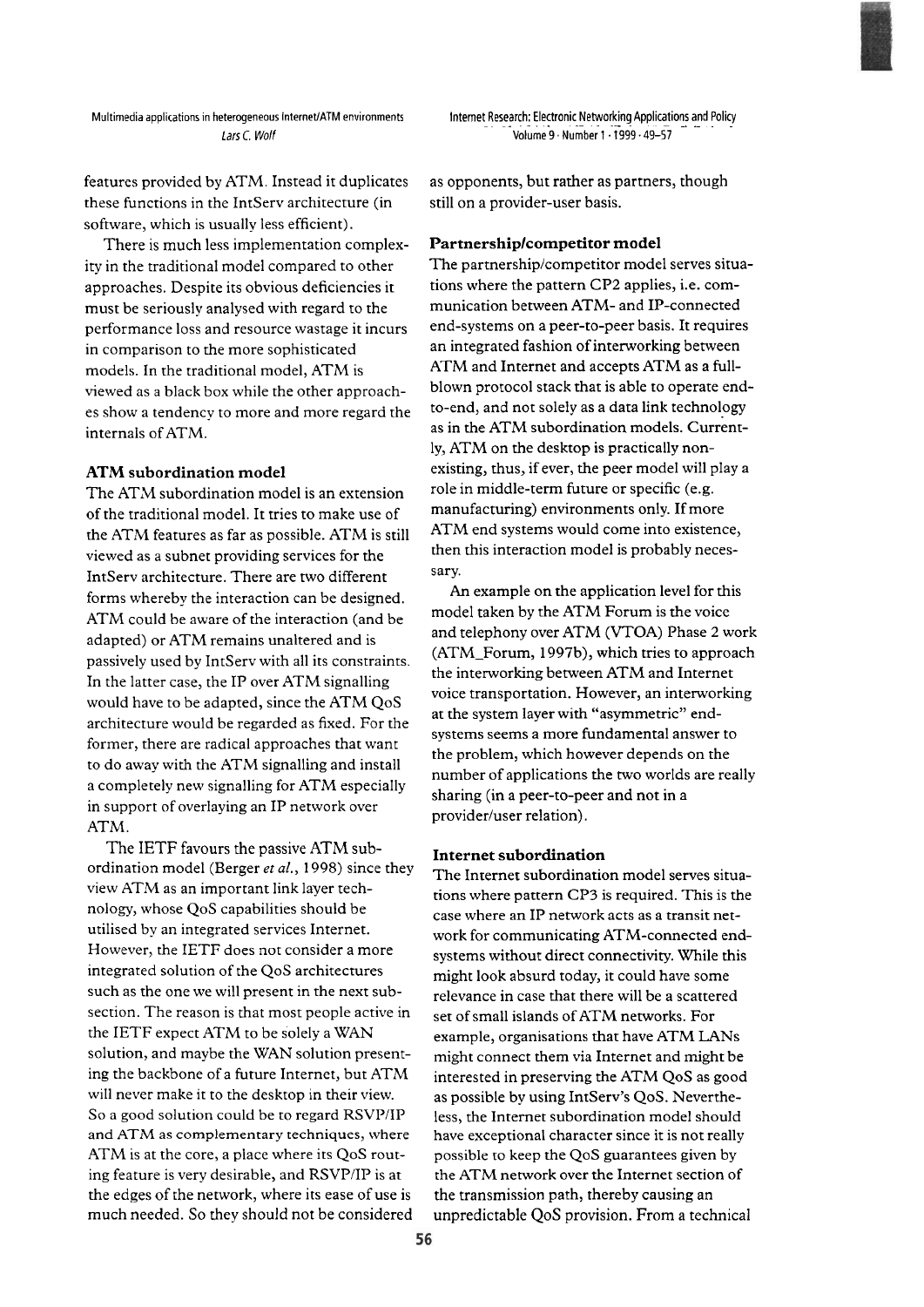features provided by ATM. Instead it duplicates these functions in the IntServ architecture (in software, which is usually less efficient).

There is much less implementation complexity in the traditional model compared to other approaches. Despite its obvious deficiencies it must be seriously analysed with regard to the performance loss and resource wastage it incurs in comparison to the more sophisticated models. In the traditional model, ATM is viewed as a black box while the other approaches show a tendency to more and more regard the internals of ATM.

### ATM subordination model

The ATM subordination model is an extension of the traditional model. It tries to make use of the ATM features as far as possible. ATM is still viewed as a subnet providing services for the IntServ architecture. There are two different forms whereby the interaction can be designed. ATM could be aware of the interaction (and be adapted) or ATM remains unaltered and is passively used by IntServ with all its constraints. In the latter case, the IP over ATM signalling would have to be adapted, since the ATM QoS architecture would be regarded as fixed. For the former, there are radical approaches that want to do away with the ATM signalling and install a completely new signalling for ATM especially in support of overlaying an IP network over ATM.

The IETF favours the passive ATM subordination model (Berger *et al.*, 1998) since they view ATM as an important link layer technology, whose QoS capabilities should be utilised by an integrated services Internet. However, the IETF does not consider a more integrated solution of the QoS architectures such as the one we will present in the next subsection. The reason is that most people active in the IETF expect ATM to be solely a WAN solution, and maybe the WAN solution presenting the backbone of a future Internet, but ATM will never make it to the desktop in their view. So a good solution could be to regard RSVP/IP and ATM as complementary techniques, where ATM is at the core, a place where its QoS routing feature is very desirable, and RSVP/IP is at the edges of the network, where its ease of use is much needed. So they should not be considered as opponents, but rather as partners, though still on a provider-user basis.

### Partnership/competitor model

The partnership/competitor model serves situations where the pattern CP2 applies, i.e. communication between ATM- and IP-connected end-systems on a peer-to-peer basis. It requires an integrated fashion of interworking between ATM and Internet and accepts ATM as a full-blown protocol stack that is able to operate end-to-end, and not solely as a data link technology as in the ATM subordination models. Currently, ATM on the desktop is practically non-existing, thus, if ever, the peer model will play a role in middle-term future or specific (e.g. manufacturing) environments only. If more ATM end systems would come into existence, then this interaction model is probably necessary.

An example on the application level for this model taken by the ATM Forum is the voice and telephony over ATM (VTOA) Phase 2 work (ATM_Forum, 1997b), which tries to approach the interworking between ATM and Internet voice transportation. However, an interworking at the system layer with "asymmetric" end-systems seems a more fundamental answer to the problem, which however depends on the number of applications the two worlds are really sharing (in a peer-to-peer and not in a provider/user relation).

### Internet subordination

The Internet subordination model serves situations where pattern CP3 is required. This is the case where an IP network acts as a transit network for communicating ATM-connected end-systems without direct connectivity. While this might look absurd today, it could have some relevance in case that there will be a scattered set of small islands of ATM networks. For example, organisations that have ATM LANs might connect them via Internet and might be interested in preserving the ATM QoS as good as possible by using IntServ's QoS. Nevertheless, the Internet subordination model should have exceptional character since it is not really possible to keep the QoS guarantees given by the ATM network over the Internet section of the transmission path, thereby causing an unpredictable QoS provision. From a technical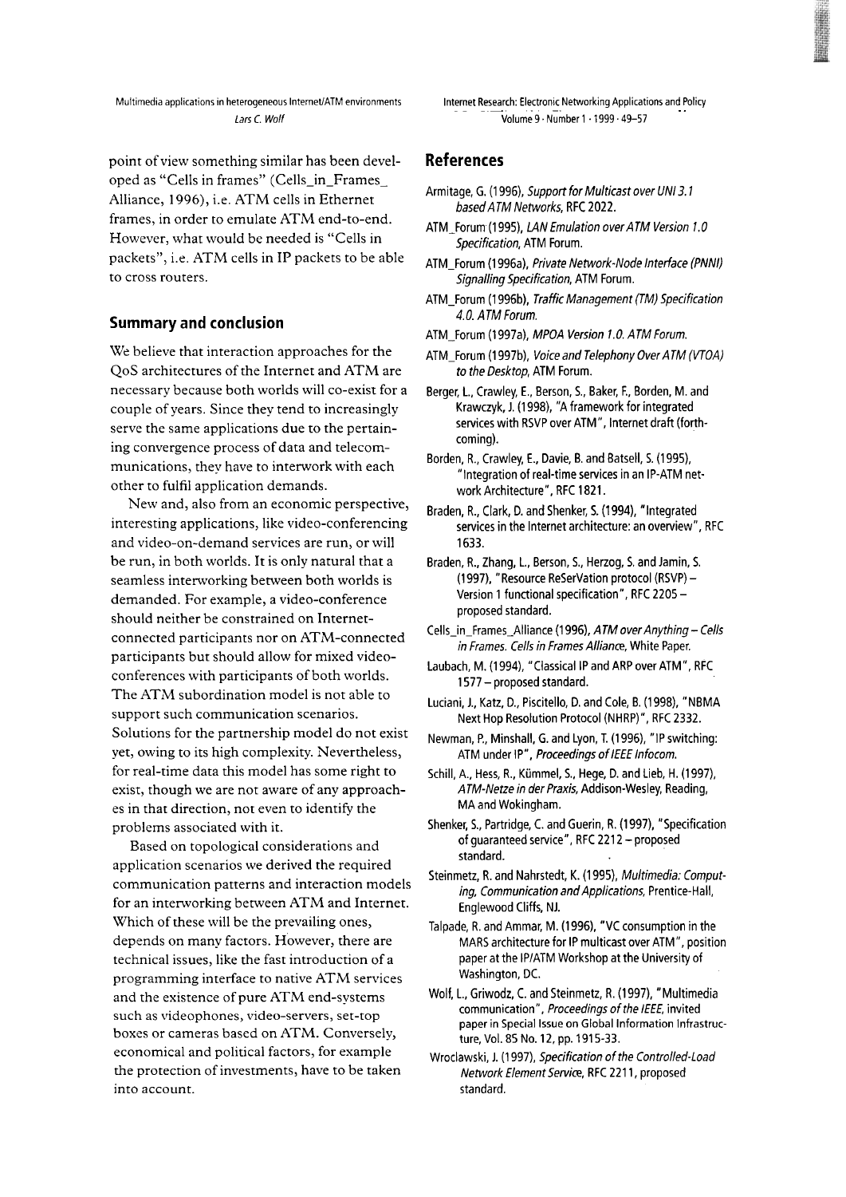point of view something similar has been developed as "Cells in frames" (Cells_in_Frames_Alliance, 1996), i.e. ATM cells in Ethernet frames, in order to emulate ATM end-to-end. However, what would be needed is "Cells in packets", i.e. ATM cells in IP packets to be able to cross routers.

## Summary and conclusion

We believe that interaction approaches for the QoS architectures of the Internet and ATM are necessary because both worlds will co-exist for a couple of years. Since they tend to increasingly serve the same applications due to the pertaining convergence process of data and telecommunications, they have to interwork with each other to fulfil application demands.

New and, also from an economic perspective, interesting applications, like video-conferencing and video-on-demand services are run, or will be run, in both worlds. It is only natural that a seamless interworking between both worlds is demanded. For example, a video-conference should neither be constrained on Internet-connected participants nor on ATM-connected participants but should allow for mixed video-conferences with participants of both worlds. The ATM subordination model is not able to support such communication scenarios. Solutions for the partnership model do not exist yet, owing to its high complexity. Nevertheless, for real-time data this model has some right to exist, though we are not aware of any approaches in that direction, not even to identify the problems associated with it.

Based on topological considerations and application scenarios we derived the required communication patterns and interaction models for an interworking between ATM and Internet. Which of these will be the prevailing ones, depends on many factors. However, there are technical issues, like the fast introduction of a programming interface to native ATM services and the existence of pure ATM end-systems such as videophones, video-servers, set-top boxes or cameras based on ATM. Conversely, economical and political factors, for example the protection of investments, have to be taken into account.

## References

Armitage, G. (1996), *Support for Multicast over UNI 3.1 based ATM Networks*, RFC 2022.

ATM_Forum (1995), *LAN Emulation over ATM Version 1.0 Specification*, ATM Forum.

ATM_Forum (1996a), *Private Network-Node Interface (PNNI) Signalling Specification*, ATM Forum.

ATM_Forum (1996b), *Traffic Management (TM) Specification 4.0. ATM Forum.*

ATM_Forum (1997a), *MPOA Version 1.0. ATM Forum.*

ATM_Forum (1997b), *Voice and Telephony Over ATM (VTOA) to the Desktop*, ATM Forum.

Berger, L., Crawley, E., Berson, S., Baker, F., Borden, M. and Krawczyk, J. (1998), "A framework for integrated services with RSVP over ATM", Internet draft (forthcoming).

Borden, R., Crawley, E., Davie, B. and Batsell, S. (1995), "Integration of real-time services in an IP-ATM network Architecture", RFC 1821.

Braden, R., Clark, D. and Shenker, S. (1994), "Integrated services in the Internet architecture: an overview", RFC 1633.

Braden, R., Zhang, L., Berson, S., Herzog, S. and Jamin, S. (1997), "Resource ReSerVation protocol (RSVP) – Version 1 functional specification", RFC 2205 – proposed standard.

Cells_in_Frames_Alliance (1996), *ATM over Anything – Cells in Frames. Cells in Frames Alliance*, White Paper.

Laubach, M. (1994), "Classical IP and ARP over ATM", RFC 1577 – proposed standard.

Luciani, J., Katz, D., Piscitello, D. and Cole, B. (1998), "NBMA Next Hop Resolution Protocol (NHRP)", RFC 2332.

Newman, P., Minshall, G. and Lyon, T. (1996), "IP switching: ATM under IP", *Proceedings of IEEE Infocom.*

Schill, A., Hess, R., Kümmel, S., Hege, D. and Lieb, H. (1997), *ATM-Netze in der Praxis*, Addison-Wesley, Reading, MA and Wokingham.

Shenker, S., Partridge, C. and Guerin, R. (1997), "Specification of guaranteed service", RFC 2212 – proposed standard.

Steinmetz, R. and Nahrstedt, K. (1995), *Multimedia: Computing, Communication and Applications*, Prentice-Hall, Englewood Cliffs, NJ.

Talpade, R. and Ammar, M. (1996), "VC consumption in the MARS architecture for IP multicast over ATM", position paper at the IP/ATM Workshop at the University of Washington, DC.

Wolf, L., Griwodz, C. and Steinmetz, R. (1997), "Multimedia communication", *Proceedings of the IEEE*, invited paper in Special Issue on Global Information Infrastructure, Vol. 85 No. 12, pp. 1915-33.

Wroclawski, J. (1997), *Specification of the Controlled-Load Network Element Service*, RFC 2211, proposed standard.